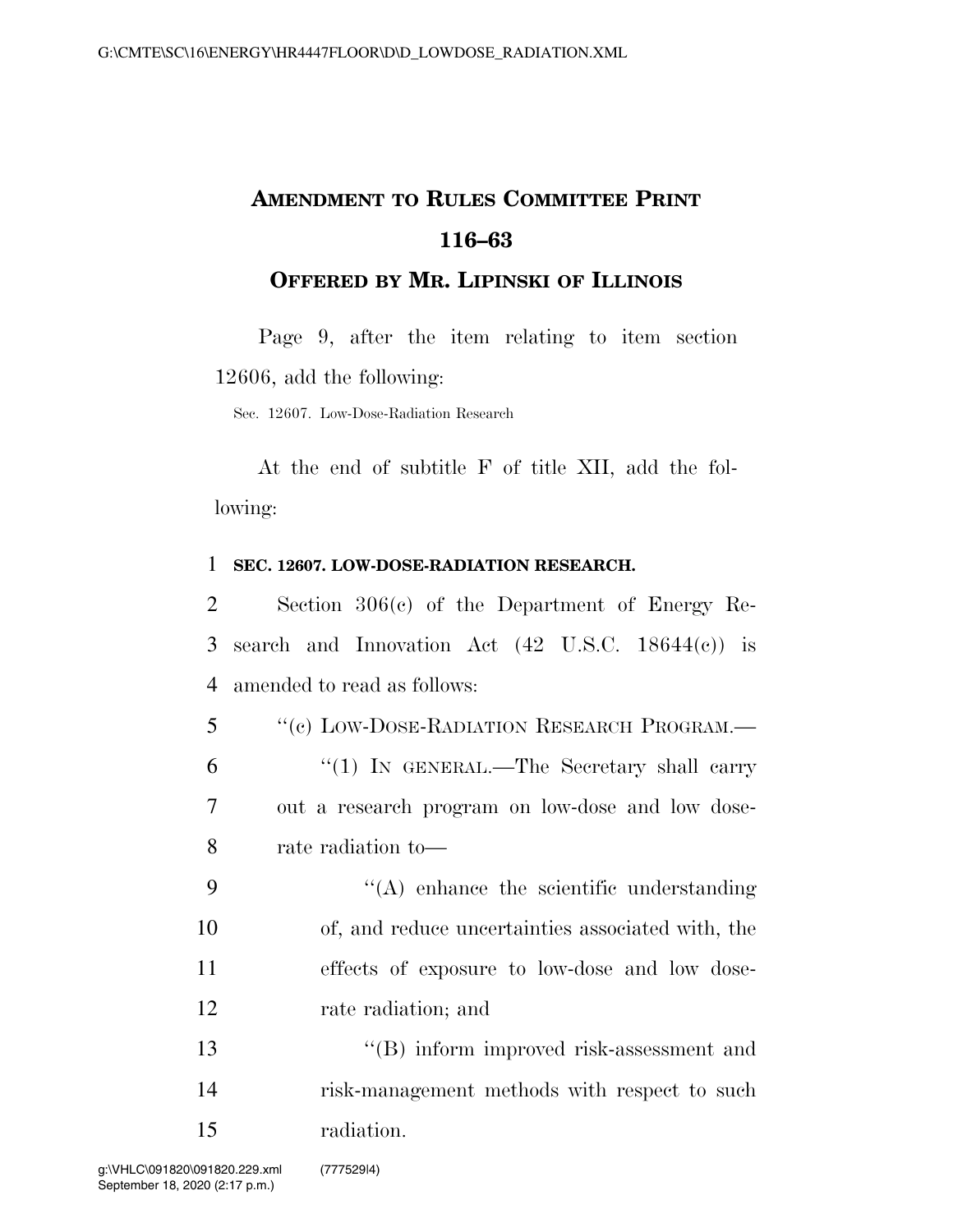# Amendment to Rules Committee Print 116–63

## Offered by Mr. Lipinski of Illinois

Page 9, after the item relating to item section 12606, add the following:

Sec. 12607. Low-Dose-Radiation Research

At the end of subtitle F of title XII, add the following:

**SEC. 12607. LOW-DOSE-RADIATION RESEARCH.**

Section 306(c) of the Department of Energy Research and Innovation Act (42 U.S.C. 18644(c)) is amended to read as follows:

"(c) LOW-DOSE-RADIATION RESEARCH PROGRAM.—

"(1) IN GENERAL.—The Secretary shall carry out a research program on low-dose and low dose-rate radiation to—

"(A) enhance the scientific understanding of, and reduce uncertainties associated with, the effects of exposure to low-dose and low dose-rate radiation; and

"(B) inform improved risk-assessment and risk-management methods with respect to such radiation.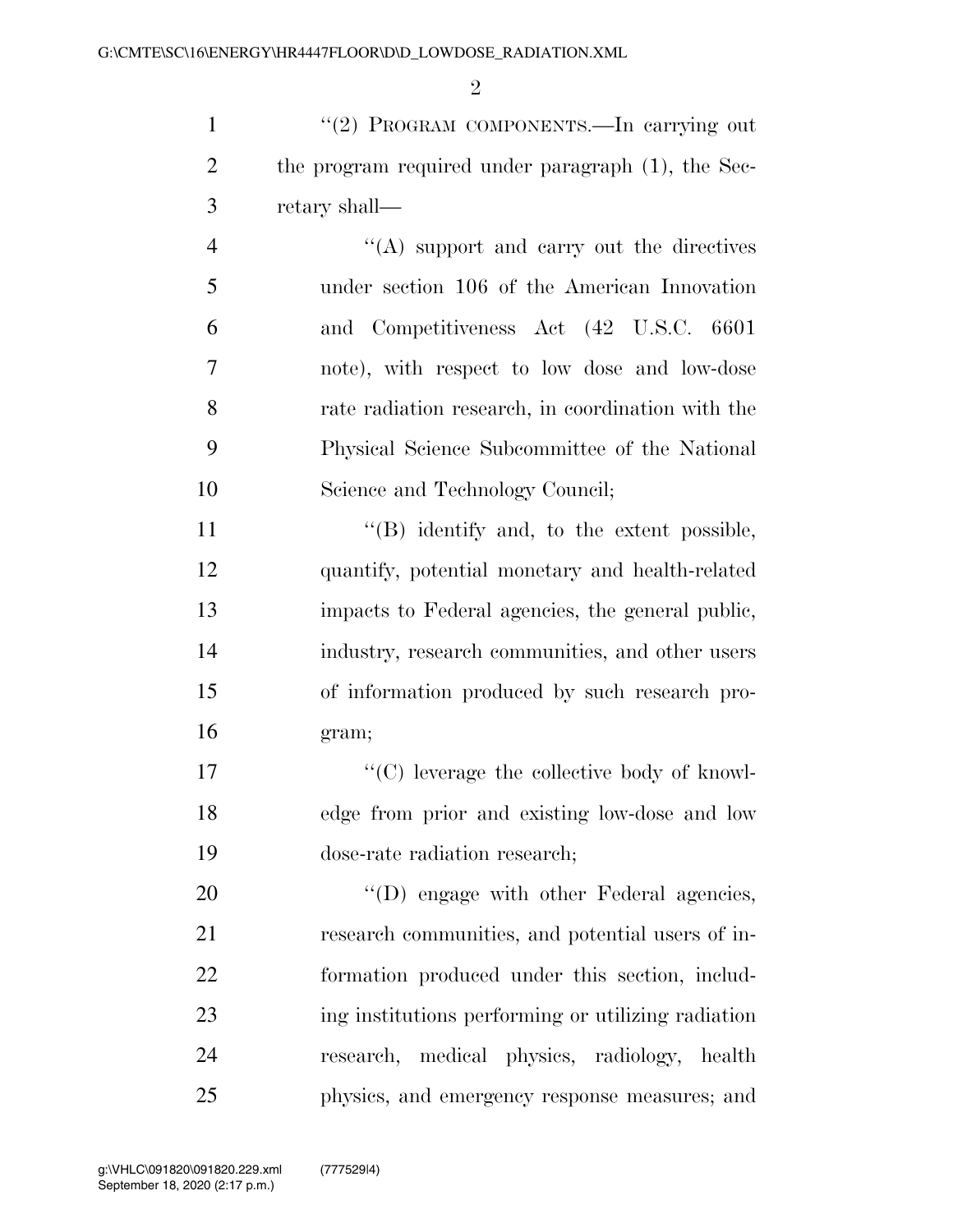"(2) PROGRAM COMPONENTS.—In carrying out the program required under paragraph (1), the Secretary shall—

"(A) support and carry out the directives under section 106 of the American Innovation and Competitiveness Act (42 U.S.C. 6601 note), with respect to low dose and low-dose rate radiation research, in coordination with the Physical Science Subcommittee of the National Science and Technology Council;

"(B) identify and, to the extent possible, quantify, potential monetary and health-related impacts to Federal agencies, the general public, industry, research communities, and other users of information produced by such research program;

"(C) leverage the collective body of knowledge from prior and existing low-dose and low dose-rate radiation research;

"(D) engage with other Federal agencies, research communities, and potential users of information produced under this section, including institutions performing or utilizing radiation research, medical physics, radiology, health physics, and emergency response measures; and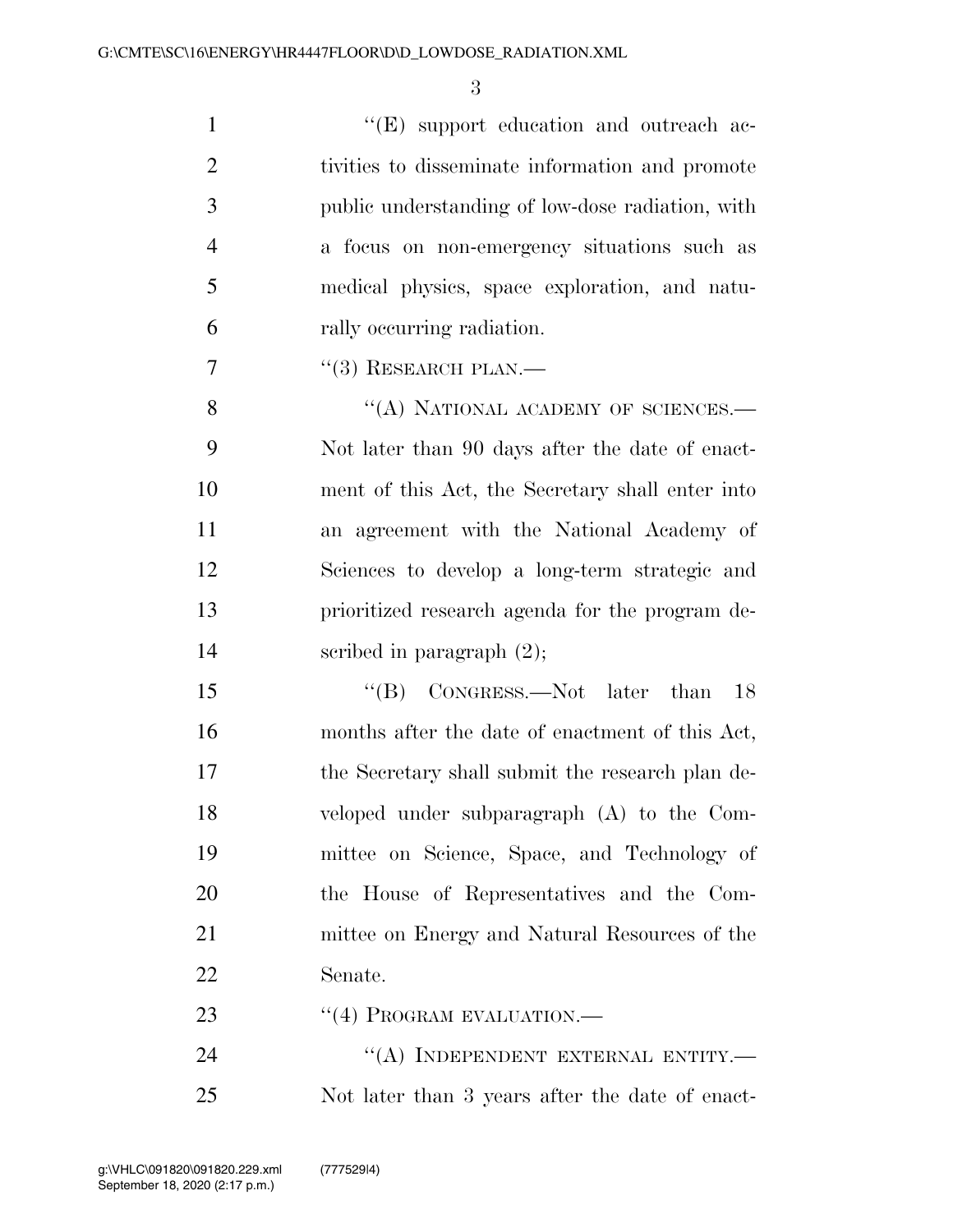"(E) support education and outreach activities to disseminate information and promote public understanding of low-dose radiation, with a focus on non-emergency situations such as medical physics, space exploration, and naturally occurring radiation.

"(3) RESEARCH PLAN.—

"(A) NATIONAL ACADEMY OF SCIENCES.— Not later than 90 days after the date of enactment of this Act, the Secretary shall enter into an agreement with the National Academy of Sciences to develop a long-term strategic and prioritized research agenda for the program described in paragraph (2);

"(B) CONGRESS.—Not later than 18 months after the date of enactment of this Act, the Secretary shall submit the research plan developed under subparagraph (A) to the Committee on Science, Space, and Technology of the House of Representatives and the Committee on Energy and Natural Resources of the Senate.

"(4) PROGRAM EVALUATION.—

"(A) INDEPENDENT EXTERNAL ENTITY.— Not later than 3 years after the date of enact-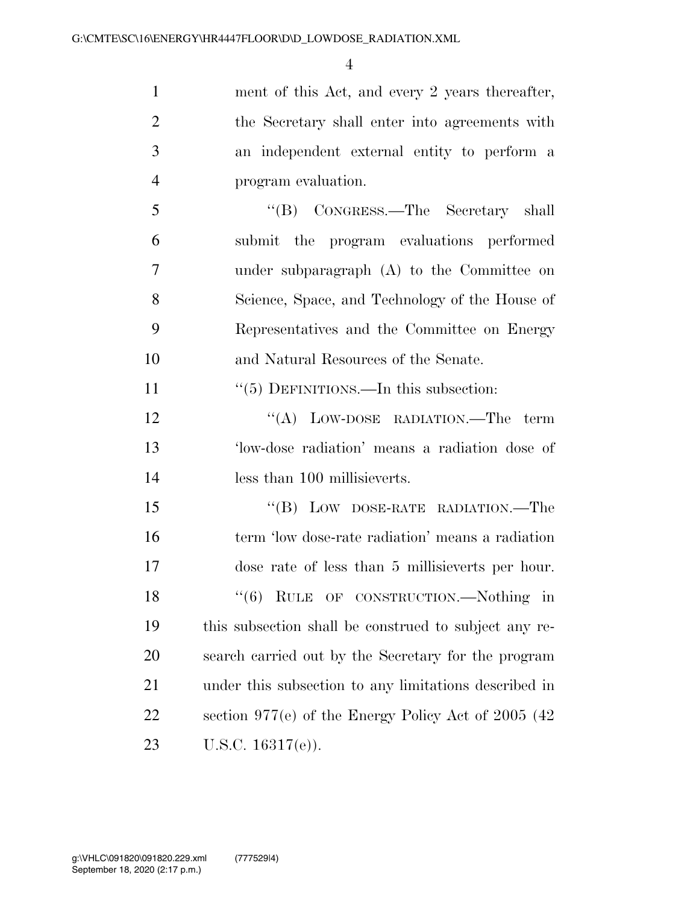ment of this Act, and every 2 years thereafter, the Secretary shall enter into agreements with an independent external entity to perform a program evaluation.

"(B) CONGRESS.—The Secretary shall submit the program evaluations performed under subparagraph (A) to the Committee on Science, Space, and Technology of the House of Representatives and the Committee on Energy and Natural Resources of the Senate.

"(5) DEFINITIONS.—In this subsection:

"(A) LOW-DOSE RADIATION.—The term 'low-dose radiation' means a radiation dose of less than 100 millisieverts.

"(B) LOW DOSE-RATE RADIATION.—The term 'low dose-rate radiation' means a radiation dose rate of less than 5 millisieverts per hour.

"(6) RULE OF CONSTRUCTION.—Nothing in this subsection shall be construed to subject any research carried out by the Secretary for the program under this subsection to any limitations described in section 977(e) of the Energy Policy Act of 2005 (42 U.S.C. 16317(e)).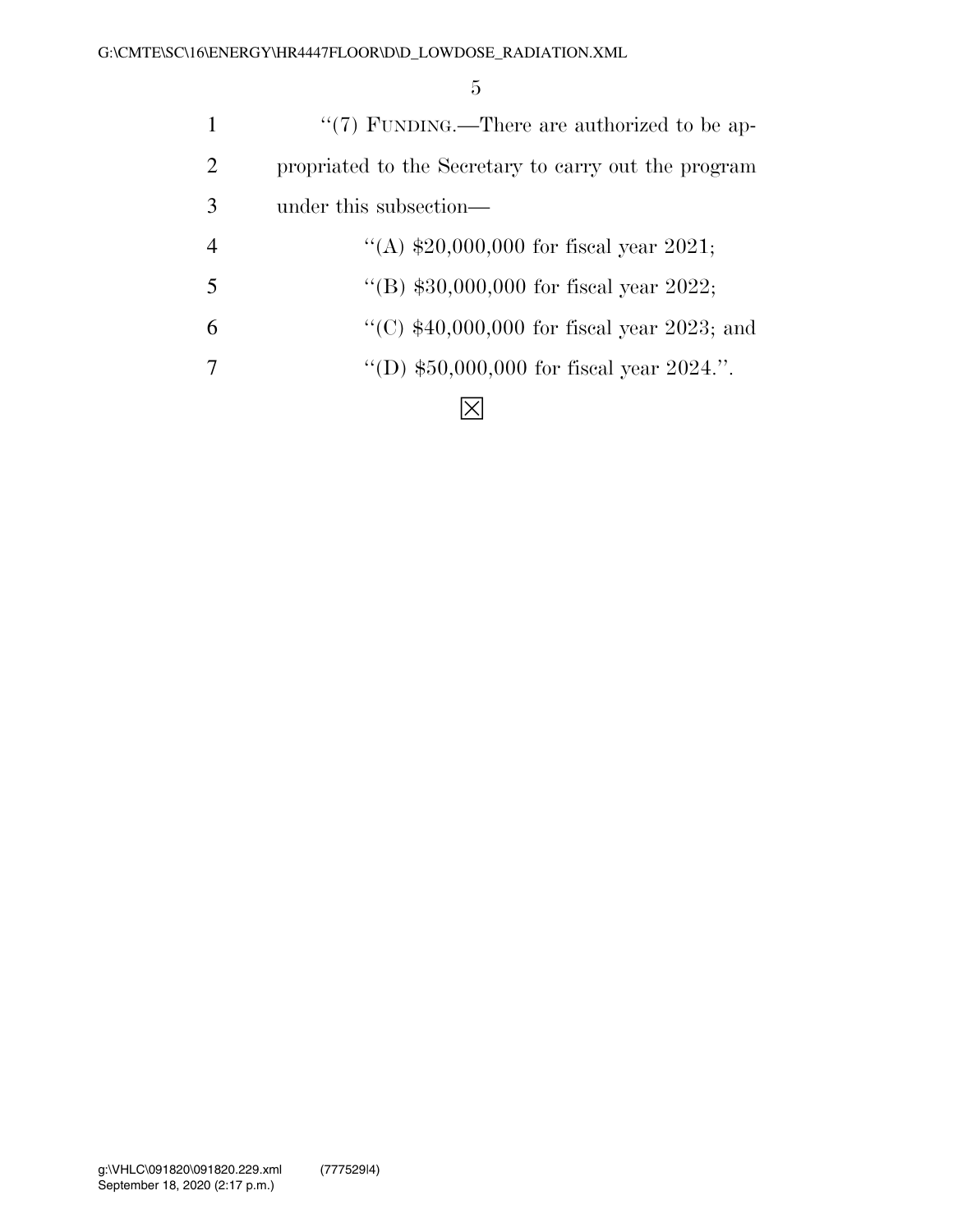"(7) FUNDING.—There are authorized to be appropriated to the Secretary to carry out the program under this subsection—

"(A) $20,000,000 for fiscal year 2021;

"(B) $30,000,000 for fiscal year 2022;

"(C) $40,000,000 for fiscal year 2023; and

"(D) $50,000,000 for fiscal year 2024.".